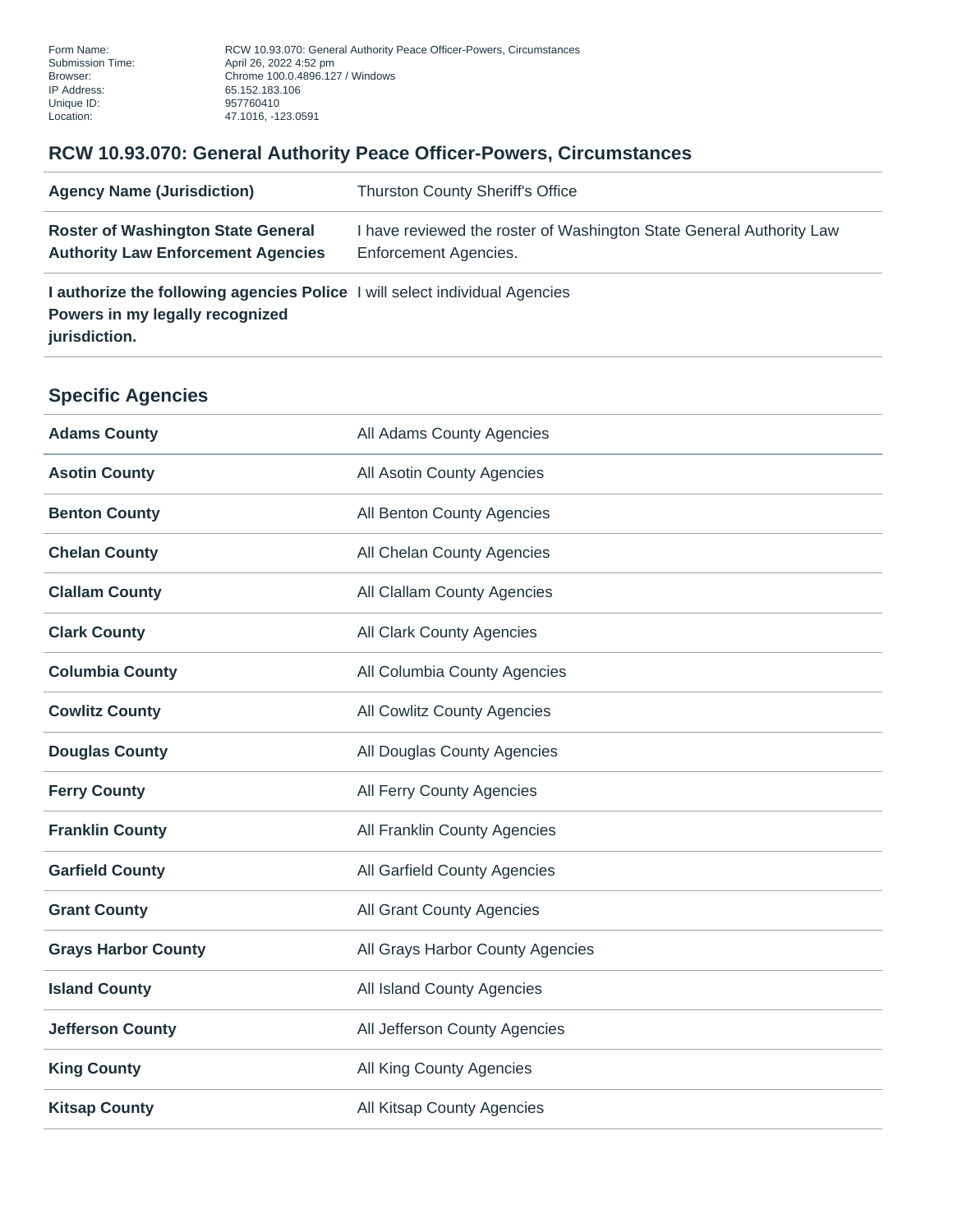| | |
|---|---|
| Form Name: | RCW 10.93.070: General Authority Peace Officer-Powers, Circumstances |
| Submission Time: | April 26, 2022 4:52 pm |
| Browser: | Chrome 100.0.4896.127 / Windows |
| IP Address: | 65.152.183.106 |
| Unique ID: | 957760410 |
| Location: | 47.1016, -123.0591 |

## RCW 10.93.070: General Authority Peace Officer-Powers, Circumstances

| | |
|---|---|
| **Agency Name (Jurisdiction)** | Thurston County Sheriff's Office |
| **Roster of Washington State General Authority Law Enforcement Agencies** | I have reviewed the roster of Washington State General Authority Law Enforcement Agencies. |
| **I authorize the following agencies Police Powers in my legally recognized jurisdiction.** | I will select individual Agencies |

## Specific Agencies

| | |
|---|---|
| **Adams County** | All Adams County Agencies |
| **Asotin County** | All Asotin County Agencies |
| **Benton County** | All Benton County Agencies |
| **Chelan County** | All Chelan County Agencies |
| **Clallam County** | All Clallam County Agencies |
| **Clark County** | All Clark County Agencies |
| **Columbia County** | All Columbia County Agencies |
| **Cowlitz County** | All Cowlitz County Agencies |
| **Douglas County** | All Douglas County Agencies |
| **Ferry County** | All Ferry County Agencies |
| **Franklin County** | All Franklin County Agencies |
| **Garfield County** | All Garfield County Agencies |
| **Grant County** | All Grant County Agencies |
| **Grays Harbor County** | All Grays Harbor County Agencies |
| **Island County** | All Island County Agencies |
| **Jefferson County** | All Jefferson County Agencies |
| **King County** | All King County Agencies |
| **Kitsap County** | All Kitsap County Agencies |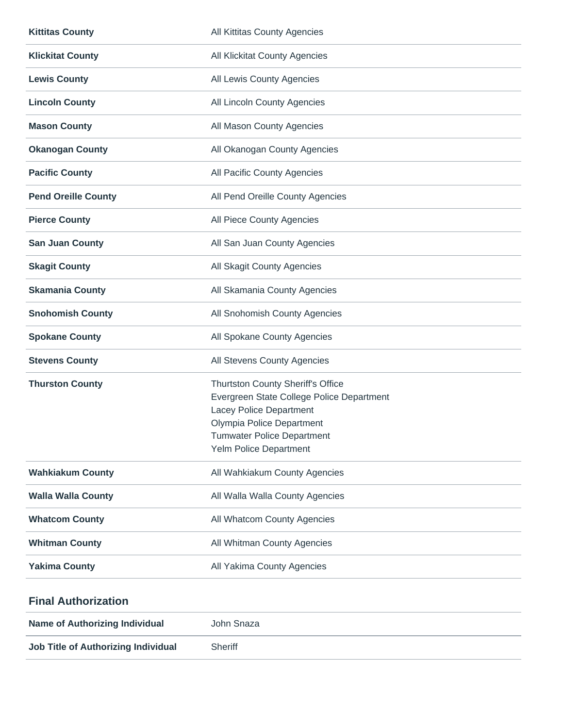| | |
|---|---|
| **Kittitas County** | All Kittitas County Agencies |
| **Klickitat County** | All Klickitat County Agencies |
| **Lewis County** | All Lewis County Agencies |
| **Lincoln County** | All Lincoln County Agencies |
| **Mason County** | All Mason County Agencies |
| **Okanogan County** | All Okanogan County Agencies |
| **Pacific County** | All Pacific County Agencies |
| **Pend Oreille County** | All Pend Oreille County Agencies |
| **Pierce County** | All Piece County Agencies |
| **San Juan County** | All San Juan County Agencies |
| **Skagit County** | All Skagit County Agencies |
| **Skamania County** | All Skamania County Agencies |
| **Snohomish County** | All Snohomish County Agencies |
| **Spokane County** | All Spokane County Agencies |
| **Stevens County** | All Stevens County Agencies |
| **Thurston County** | Thurtston County Sheriff's Office<br>Evergreen State College Police Department<br>Lacey Police Department<br>Olympia Police Department<br>Tumwater Police Department<br>Yelm Police Department |
| **Wahkiakum County** | All Wahkiakum County Agencies |
| **Walla Walla County** | All Walla Walla County Agencies |
| **Whatcom County** | All Whatcom County Agencies |
| **Whitman County** | All Whitman County Agencies |
| **Yakima County** | All Yakima County Agencies |

## Final Authorization

| | |
|---|---|
| **Name of Authorizing Individual** | John Snaza |
| **Job Title of Authorizing Individual** | Sheriff |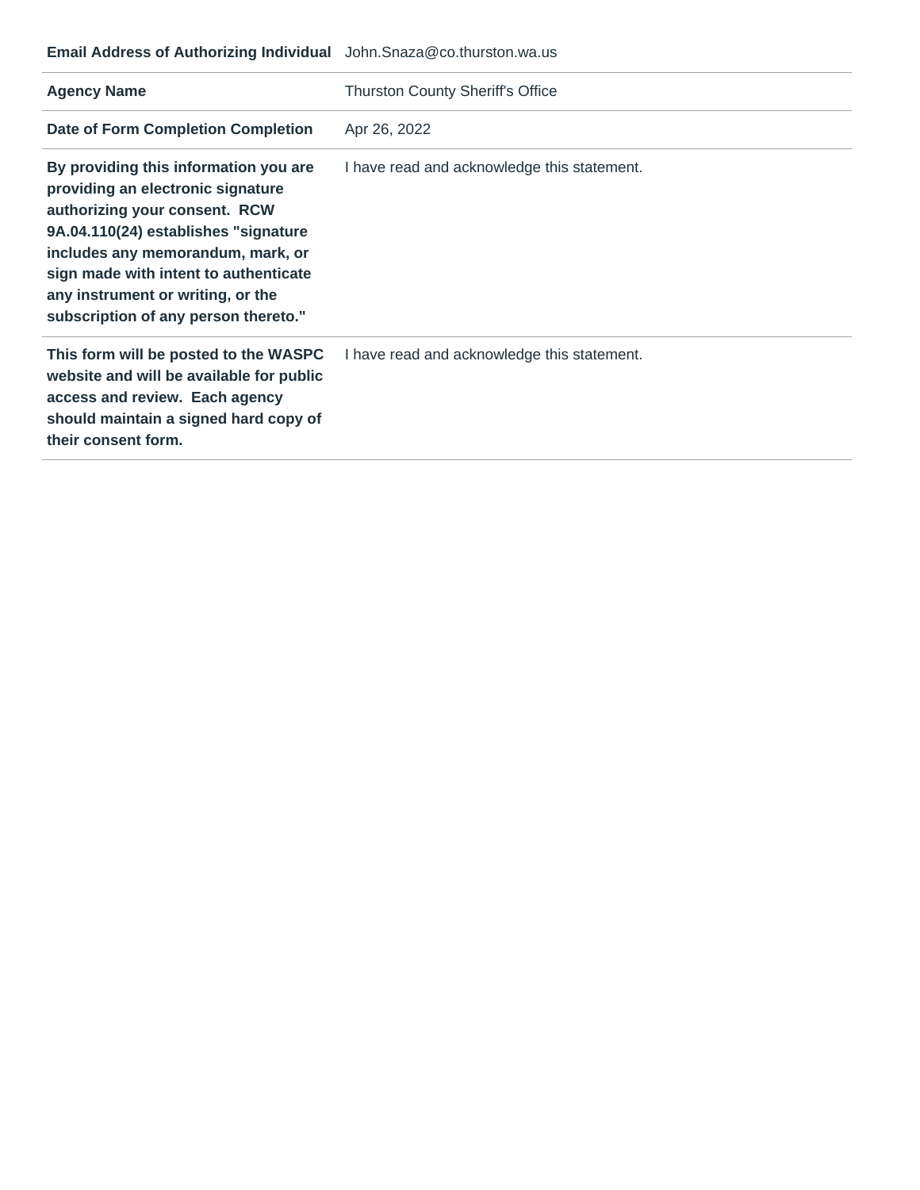| | |
|---|---|
| **Email Address of Authorizing Individual** | John.Snaza@co.thurston.wa.us |
| **Agency Name** | Thurston County Sheriff's Office |
| **Date of Form Completion Completion** | Apr 26, 2022 |
| **By providing this information you are providing an electronic signature authorizing your consent. RCW 9A.04.110(24) establishes "signature includes any memorandum, mark, or sign made with intent to authenticate any instrument or writing, or the subscription of any person thereto."** | I have read and acknowledge this statement. |
| **This form will be posted to the WASPC website and will be available for public access and review. Each agency should maintain a signed hard copy of their consent form.** | I have read and acknowledge this statement. |